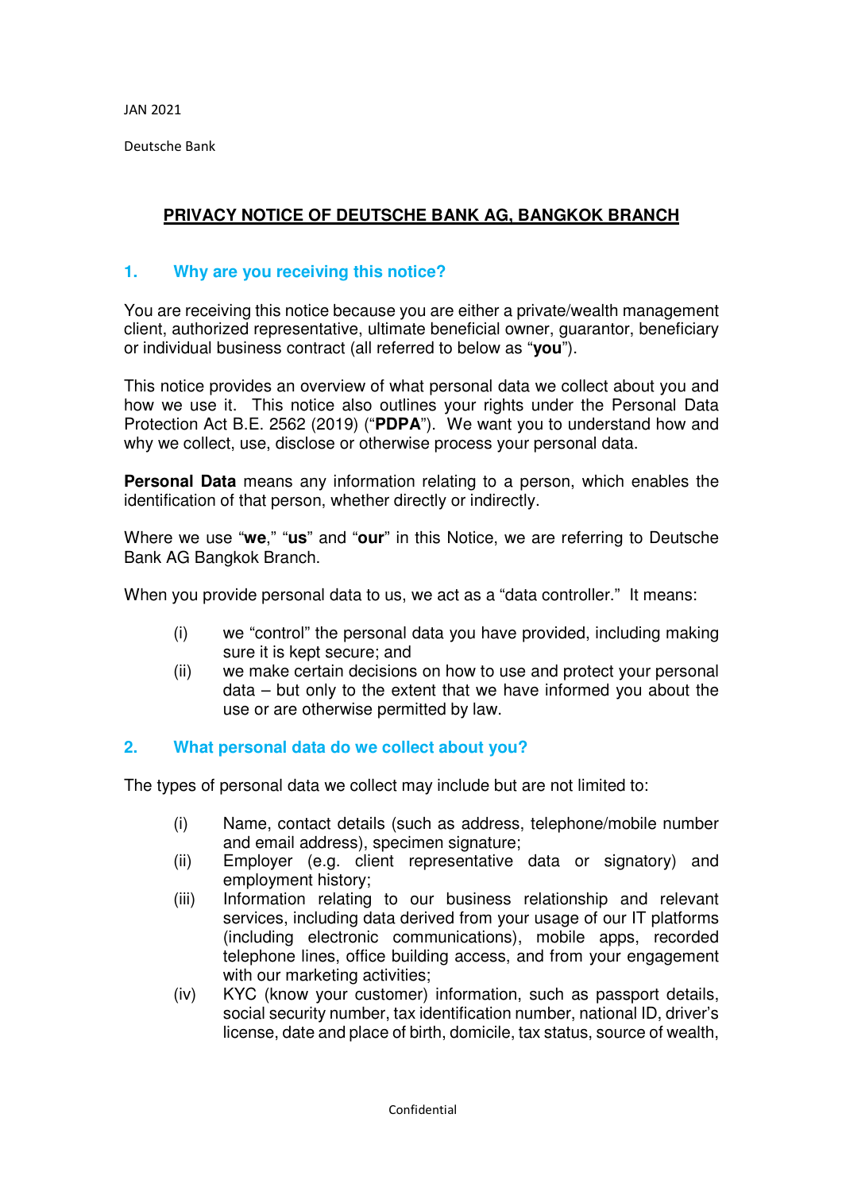JAN 2021

Deutsche Bank

# PRIVACY NOTICE OF DEUTSCHE BANK AG, BANGKOK BRANCH

## 1. Why are you receiving this notice?

You are receiving this notice because you are either a private/wealth management client, authorized representative, ultimate beneficial owner, guarantor, beneficiary or individual business contract (all referred to below as "**you**").

This notice provides an overview of what personal data we collect about you and how we use it. This notice also outlines your rights under the Personal Data Protection Act B.E. 2562 (2019) ("**PDPA**"). We want you to understand how and why we collect, use, disclose or otherwise process your personal data.

**Personal Data** means any information relating to a person, which enables the identification of that person, whether directly or indirectly.

Where we use "**we**," "**us**" and "**our**" in this Notice, we are referring to Deutsche Bank AG Bangkok Branch.

When you provide personal data to us, we act as a "data controller." It means:

(i) we "control" the personal data you have provided, including making sure it is kept secure; and

(ii) we make certain decisions on how to use and protect your personal data – but only to the extent that we have informed you about the use or are otherwise permitted by law.

## 2. What personal data do we collect about you?

The types of personal data we collect may include but are not limited to:

(i) Name, contact details (such as address, telephone/mobile number and email address), specimen signature;

(ii) Employer (e.g. client representative data or signatory) and employment history;

(iii) Information relating to our business relationship and relevant services, including data derived from your usage of our IT platforms (including electronic communications), mobile apps, recorded telephone lines, office building access, and from your engagement with our marketing activities;

(iv) KYC (know your customer) information, such as passport details, social security number, tax identification number, national ID, driver's license, date and place of birth, domicile, tax status, source of wealth,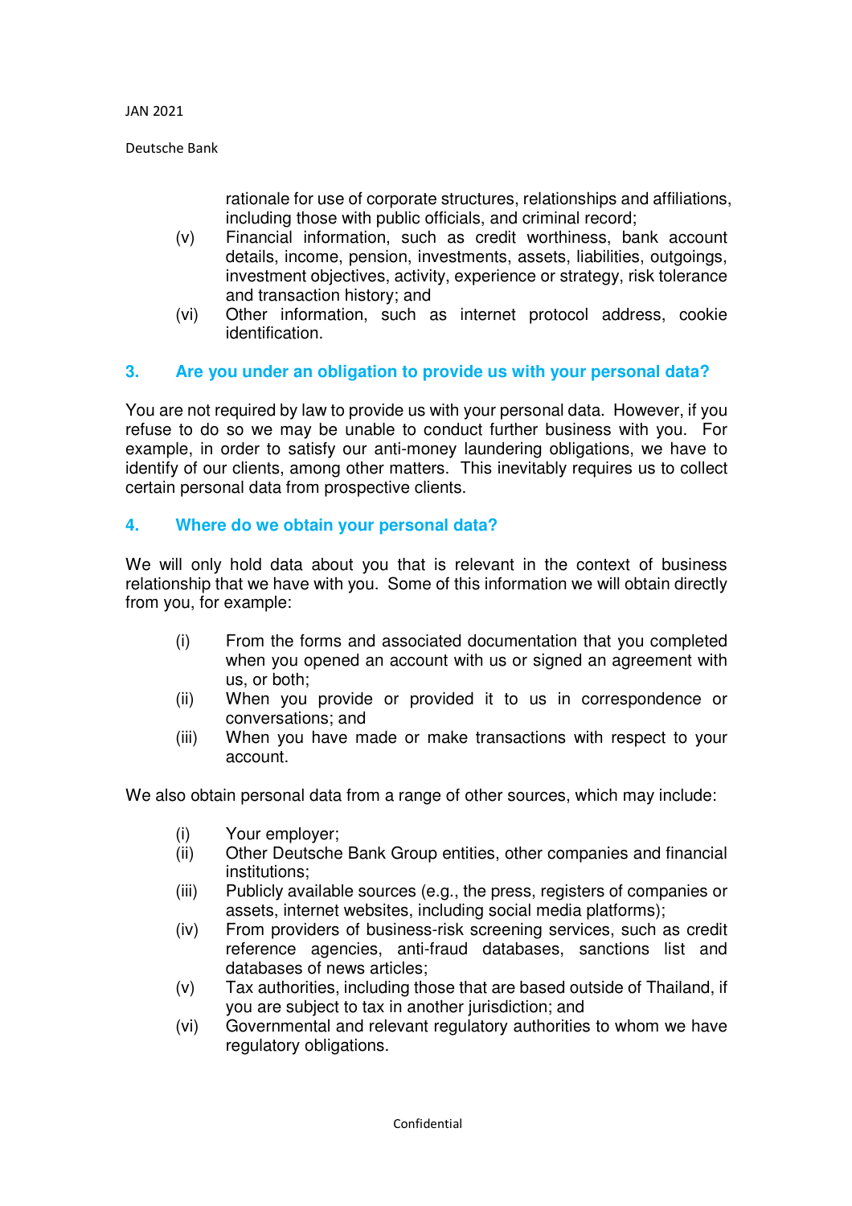rationale for use of corporate structures, relationships and affiliations, including those with public officials, and criminal record;

(v) Financial information, such as credit worthiness, bank account details, income, pension, investments, assets, liabilities, outgoings, investment objectives, activity, experience or strategy, risk tolerance and transaction history; and

(vi) Other information, such as internet protocol address, cookie identification.

## 3. Are you under an obligation to provide us with your personal data?

You are not required by law to provide us with your personal data. However, if you refuse to do so we may be unable to conduct further business with you. For example, in order to satisfy our anti-money laundering obligations, we have to identify of our clients, among other matters. This inevitably requires us to collect certain personal data from prospective clients.

## 4. Where do we obtain your personal data?

We will only hold data about you that is relevant in the context of business relationship that we have with you. Some of this information we will obtain directly from you, for example:

(i) From the forms and associated documentation that you completed when you opened an account with us or signed an agreement with us, or both;

(ii) When you provide or provided it to us in correspondence or conversations; and

(iii) When you have made or make transactions with respect to your account.

We also obtain personal data from a range of other sources, which may include:

(i) Your employer;

(ii) Other Deutsche Bank Group entities, other companies and financial institutions;

(iii) Publicly available sources (e.g., the press, registers of companies or assets, internet websites, including social media platforms);

(iv) From providers of business-risk screening services, such as credit reference agencies, anti-fraud databases, sanctions list and databases of news articles;

(v) Tax authorities, including those that are based outside of Thailand, if you are subject to tax in another jurisdiction; and

(vi) Governmental and relevant regulatory authorities to whom we have regulatory obligations.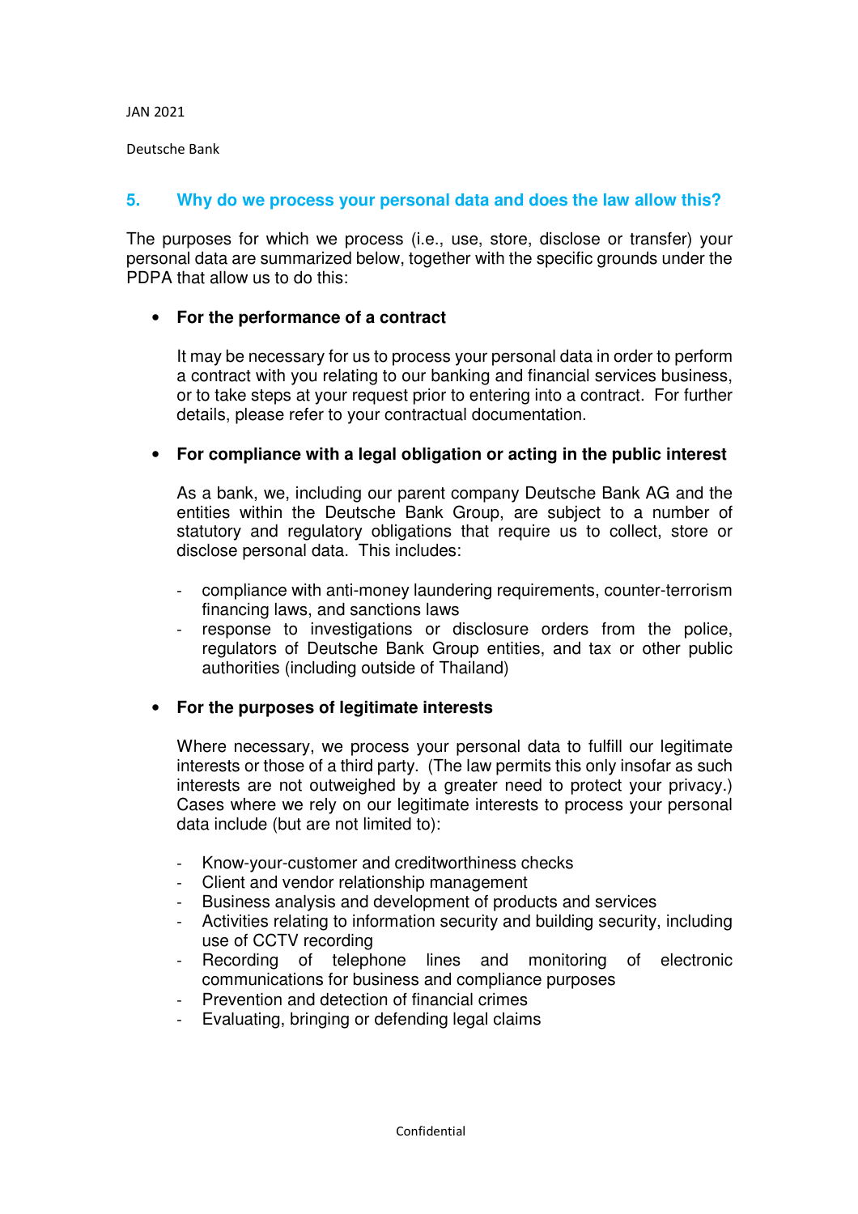## 5. Why do we process your personal data and does the law allow this?

The purposes for which we process (i.e., use, store, disclose or transfer) your personal data are summarized below, together with the specific grounds under the PDPA that allow us to do this:

- **For the performance of a contract**

  It may be necessary for us to process your personal data in order to perform a contract with you relating to our banking and financial services business, or to take steps at your request prior to entering into a contract. For further details, please refer to your contractual documentation.

- **For compliance with a legal obligation or acting in the public interest**

  As a bank, we, including our parent company Deutsche Bank AG and the entities within the Deutsche Bank Group, are subject to a number of statutory and regulatory obligations that require us to collect, store or disclose personal data. This includes:

  - compliance with anti-money laundering requirements, counter-terrorism financing laws, and sanctions laws
  - response to investigations or disclosure orders from the police, regulators of Deutsche Bank Group entities, and tax or other public authorities (including outside of Thailand)

- **For the purposes of legitimate interests**

  Where necessary, we process your personal data to fulfill our legitimate interests or those of a third party. (The law permits this only insofar as such interests are not outweighed by a greater need to protect your privacy.) Cases where we rely on our legitimate interests to process your personal data include (but are not limited to):

  - Know-your-customer and creditworthiness checks
  - Client and vendor relationship management
  - Business analysis and development of products and services
  - Activities relating to information security and building security, including use of CCTV recording
  - Recording of telephone lines and monitoring of electronic communications for business and compliance purposes
  - Prevention and detection of financial crimes
  - Evaluating, bringing or defending legal claims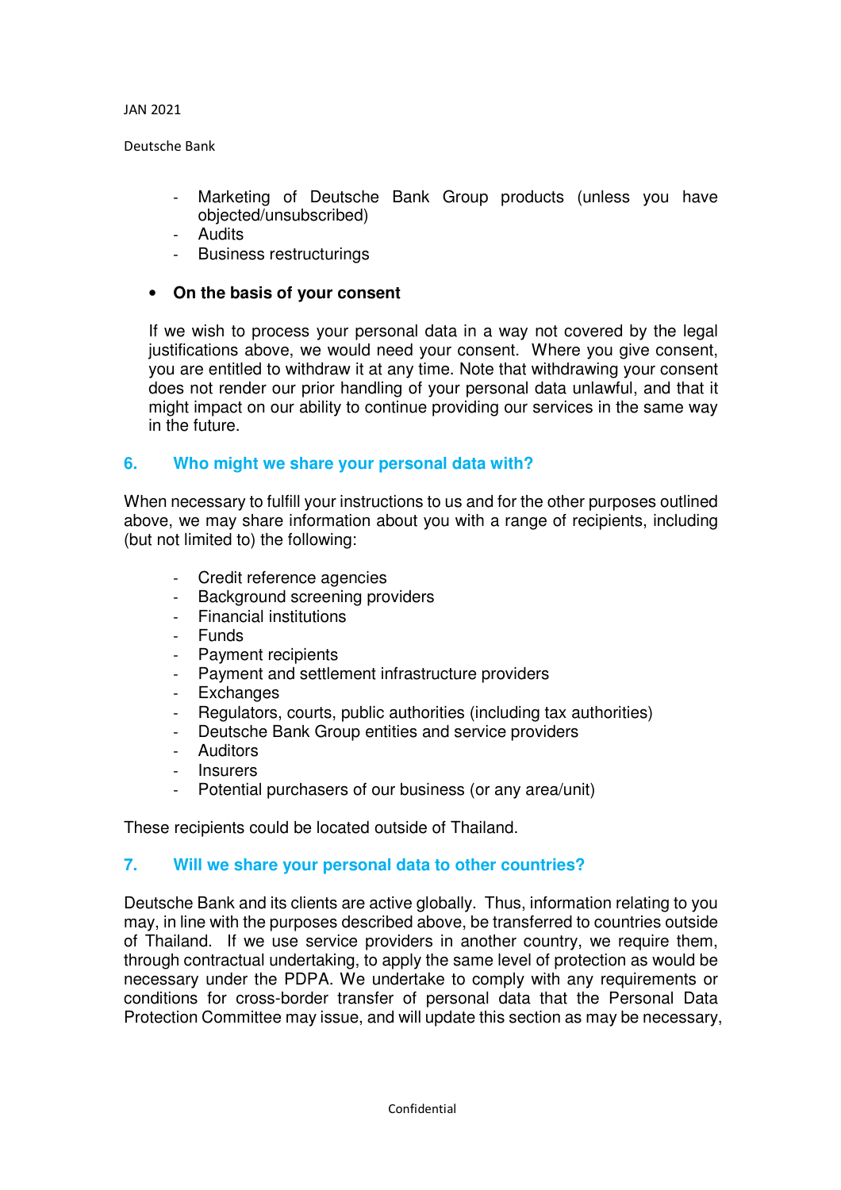- Marketing of Deutsche Bank Group products (unless you have objected/unsubscribed)
- Audits
- Business restructurings

- **On the basis of your consent**

  If we wish to process your personal data in a way not covered by the legal justifications above, we would need your consent. Where you give consent, you are entitled to withdraw it at any time. Note that withdrawing your consent does not render our prior handling of your personal data unlawful, and that it might impact on our ability to continue providing our services in the same way in the future.

## 6. Who might we share your personal data with?

When necessary to fulfill your instructions to us and for the other purposes outlined above, we may share information about you with a range of recipients, including (but not limited to) the following:

- Credit reference agencies
- Background screening providers
- Financial institutions
- Funds
- Payment recipients
- Payment and settlement infrastructure providers
- Exchanges
- Regulators, courts, public authorities (including tax authorities)
- Deutsche Bank Group entities and service providers
- Auditors
- Insurers
- Potential purchasers of our business (or any area/unit)

These recipients could be located outside of Thailand.

## 7. Will we share your personal data to other countries?

Deutsche Bank and its clients are active globally. Thus, information relating to you may, in line with the purposes described above, be transferred to countries outside of Thailand. If we use service providers in another country, we require them, through contractual undertaking, to apply the same level of protection as would be necessary under the PDPA. We undertake to comply with any requirements or conditions for cross-border transfer of personal data that the Personal Data Protection Committee may issue, and will update this section as may be necessary,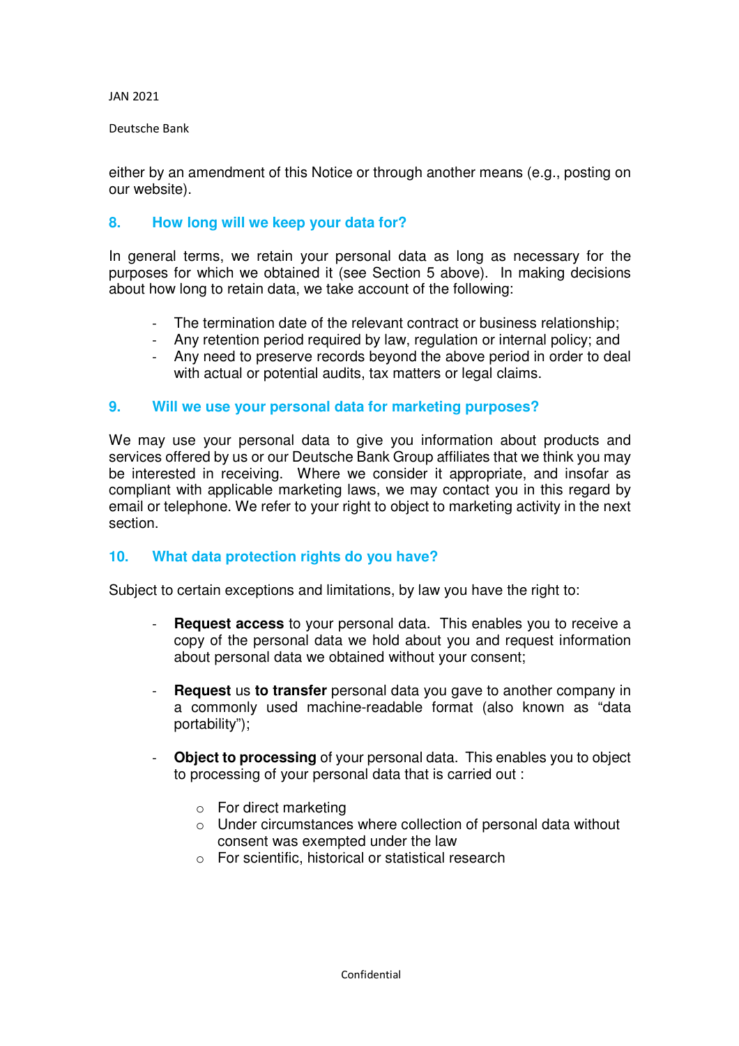either by an amendment of this Notice or through another means (e.g., posting on our website).

## 8. How long will we keep your data for?

In general terms, we retain your personal data as long as necessary for the purposes for which we obtained it (see Section 5 above). In making decisions about how long to retain data, we take account of the following:

- The termination date of the relevant contract or business relationship;
- Any retention period required by law, regulation or internal policy; and
- Any need to preserve records beyond the above period in order to deal with actual or potential audits, tax matters or legal claims.

## 9. Will we use your personal data for marketing purposes?

We may use your personal data to give you information about products and services offered by us or our Deutsche Bank Group affiliates that we think you may be interested in receiving. Where we consider it appropriate, and insofar as compliant with applicable marketing laws, we may contact you in this regard by email or telephone. We refer to your right to object to marketing activity in the next section.

## 10. What data protection rights do you have?

Subject to certain exceptions and limitations, by law you have the right to:

- **Request access** to your personal data. This enables you to receive a copy of the personal data we hold about you and request information about personal data we obtained without your consent;

- **Request** us **to transfer** personal data you gave to another company in a commonly used machine-readable format (also known as "data portability");

- **Object to processing** of your personal data. This enables you to object to processing of your personal data that is carried out :

  - For direct marketing
  - Under circumstances where collection of personal data without consent was exempted under the law
  - For scientific, historical or statistical research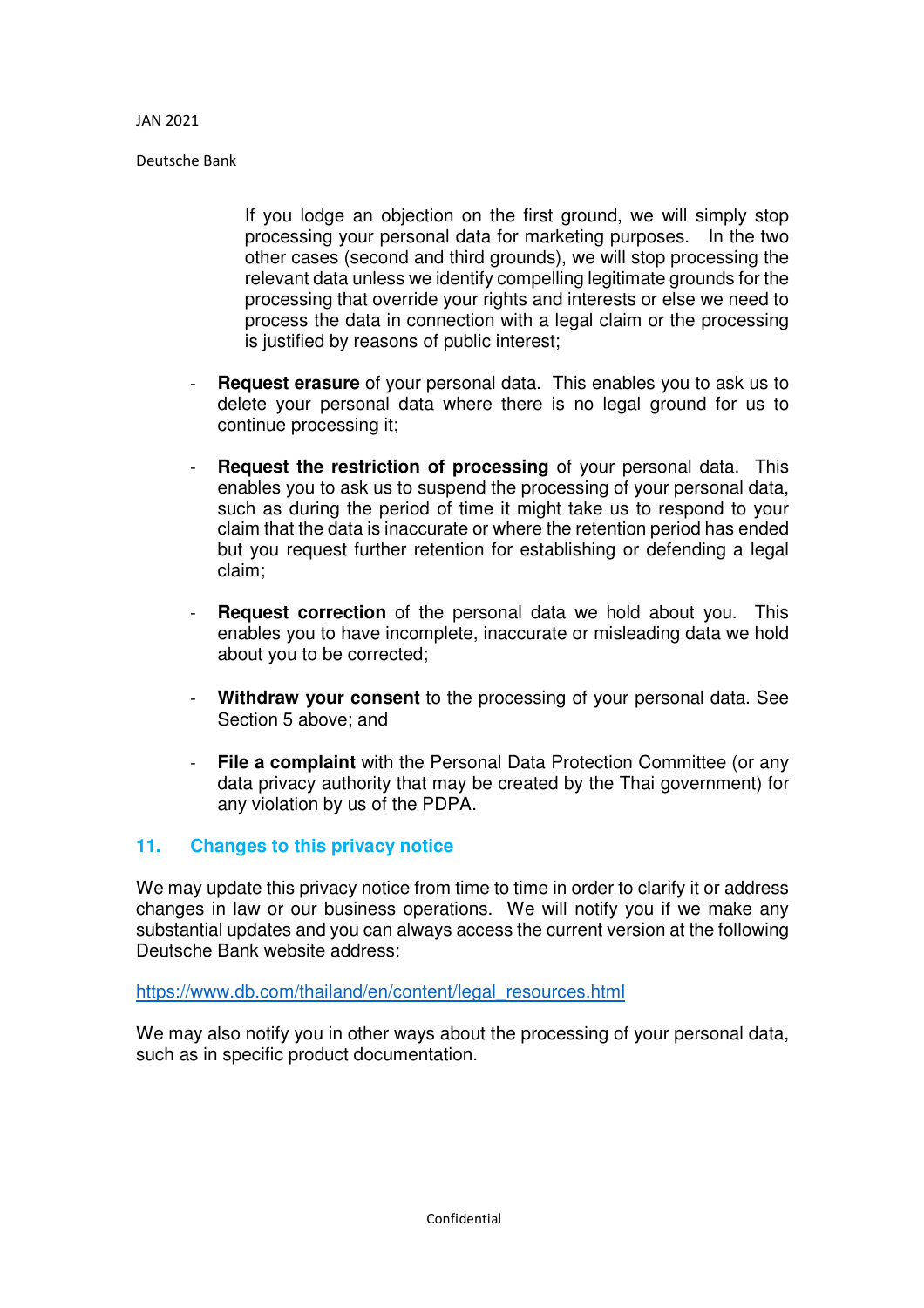If you lodge an objection on the first ground, we will simply stop processing your personal data for marketing purposes. In the two other cases (second and third grounds), we will stop processing the relevant data unless we identify compelling legitimate grounds for the processing that override your rights and interests or else we need to process the data in connection with a legal claim or the processing is justified by reasons of public interest;

- **Request erasure** of your personal data. This enables you to ask us to delete your personal data where there is no legal ground for us to continue processing it;

- **Request the restriction of processing** of your personal data. This enables you to ask us to suspend the processing of your personal data, such as during the period of time it might take us to respond to your claim that the data is inaccurate or where the retention period has ended but you request further retention for establishing or defending a legal claim;

- **Request correction** of the personal data we hold about you. This enables you to have incomplete, inaccurate or misleading data we hold about you to be corrected;

- **Withdraw your consent** to the processing of your personal data. See Section 5 above; and

- **File a complaint** with the Personal Data Protection Committee (or any data privacy authority that may be created by the Thai government) for any violation by us of the PDPA.

## 11. Changes to this privacy notice

We may update this privacy notice from time to time in order to clarify it or address changes in law or our business operations. We will notify you if we make any substantial updates and you can always access the current version at the following Deutsche Bank website address:

https://www.db.com/thailand/en/content/legal_resources.html

We may also notify you in other ways about the processing of your personal data, such as in specific product documentation.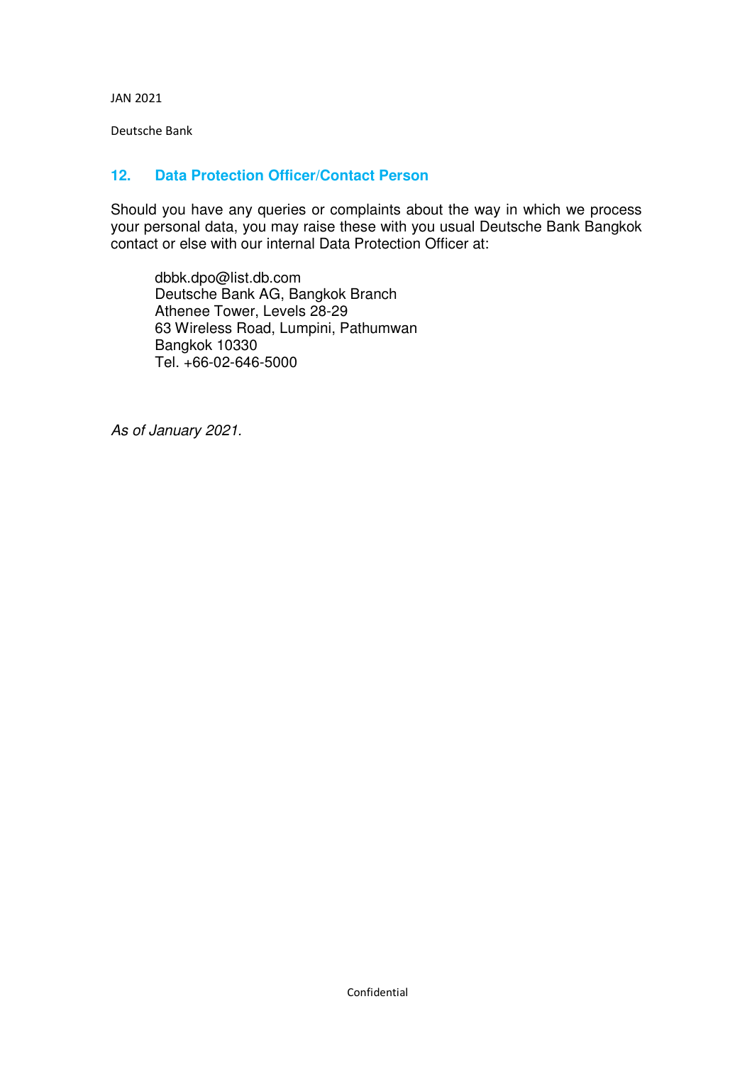## 12. Data Protection Officer/Contact Person

Should you have any queries or complaints about the way in which we process your personal data, you may raise these with you usual Deutsche Bank Bangkok contact or else with our internal Data Protection Officer at:

dbbk.dpo@list.db.com
Deutsche Bank AG, Bangkok Branch
Athenee Tower, Levels 28-29
63 Wireless Road, Lumpini, Pathumwan
Bangkok 10330
Tel. +66-02-646-5000

*As of January 2021.*